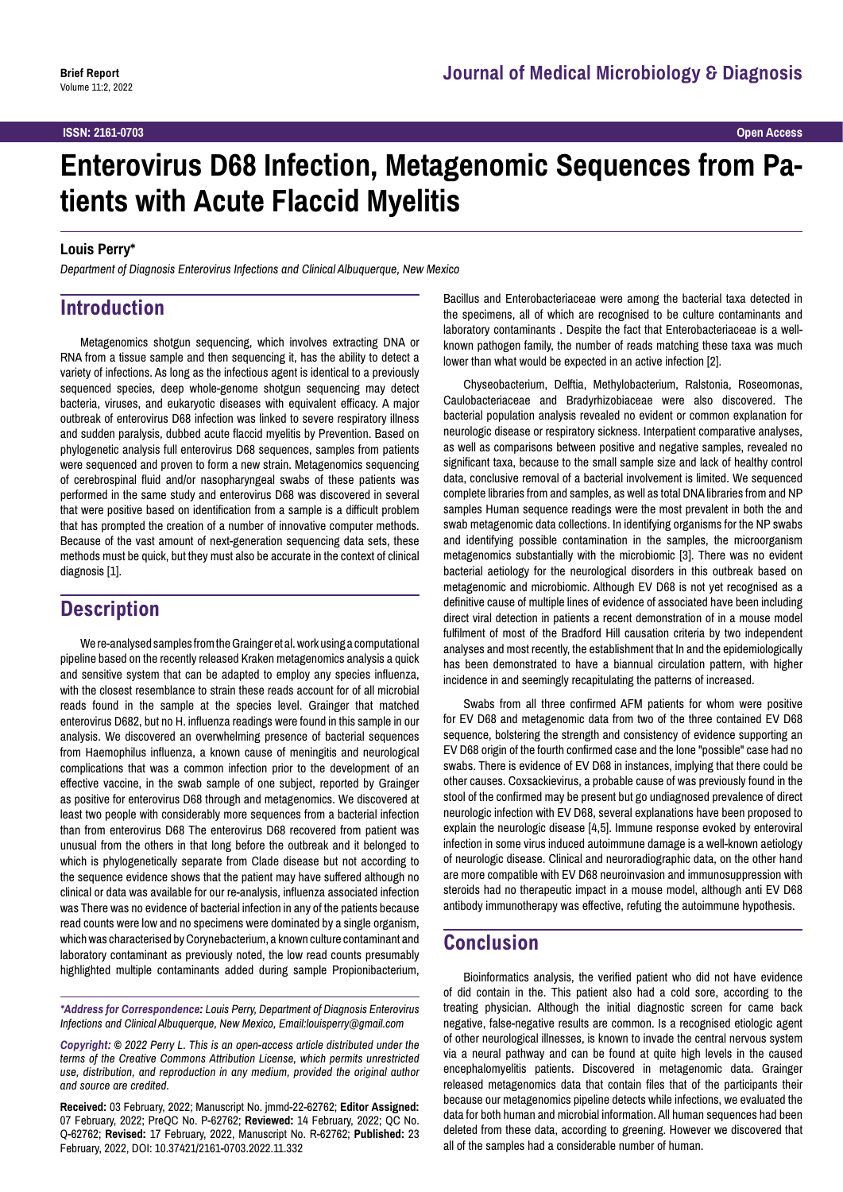**Brief Report**
Volume 11:2, 2022

**Journal of Medical Microbiology & Diagnosis**

**ISSN: 2161-0703** **Open Access**

# Enterovirus D68 Infection, Metagenomic Sequences from Patients with Acute Flaccid Myelitis

**Louis Perry***

*Department of Diagnosis Enterovirus Infections and Clinical Albuquerque, New Mexico*

## Introduction

Metagenomics shotgun sequencing, which involves extracting DNA or RNA from a tissue sample and then sequencing it, has the ability to detect a variety of infections. As long as the infectious agent is identical to a previously sequenced species, deep whole-genome shotgun sequencing may detect bacteria, viruses, and eukaryotic diseases with equivalent efficacy. A major outbreak of enterovirus D68 infection was linked to severe respiratory illness and sudden paralysis, dubbed acute flaccid myelitis by Prevention. Based on phylogenetic analysis full enterovirus D68 sequences, samples from patients were sequenced and proven to form a new strain. Metagenomics sequencing of cerebrospinal fluid and/or nasopharyngeal swabs of these patients was performed in the same study and enterovirus D68 was discovered in several that were positive based on identification from a sample is a difficult problem that has prompted the creation of a number of innovative computer methods. Because of the vast amount of next-generation sequencing data sets, these methods must be quick, but they must also be accurate in the context of clinical diagnosis [1].

## Description

We re-analysed samples from the Grainger et al. work using a computational pipeline based on the recently released Kraken metagenomics analysis a quick and sensitive system that can be adapted to employ any species influenza, with the closest resemblance to strain these reads account for of all microbial reads found in the sample at the species level. Grainger that matched enterovirus D682, but no H. influenza readings were found in this sample in our analysis. We discovered an overwhelming presence of bacterial sequences from Haemophilus influenza, a known cause of meningitis and neurological complications that was a common infection prior to the development of an effective vaccine, in the swab sample of one subject, reported by Grainger as positive for enterovirus D68 through and metagenomics. We discovered at least two people with considerably more sequences from a bacterial infection than from enterovirus D68 The enterovirus D68 recovered from patient was unusual from the others in that long before the outbreak and it belonged to which is phylogenetically separate from Clade disease but not according to the sequence evidence shows that the patient may have suffered although no clinical or data was available for our re-analysis, influenza associated infection was There was no evidence of bacterial infection in any of the patients because read counts were low and no specimens were dominated by a single organism, which was characterised by Corynebacterium, a known culture contaminant and laboratory contaminant as previously noted, the low read counts presumably highlighted multiple contaminants added during sample Propionibacterium, Bacillus and Enterobacteriaceae were among the bacterial taxa detected in the specimens, all of which are recognised to be culture contaminants and laboratory contaminants . Despite the fact that Enterobacteriaceae is a well-known pathogen family, the number of reads matching these taxa was much lower than what would be expected in an active infection [2].

Chyseobacterium, Delftia, Methylobacterium, Ralstonia, Roseomonas, Caulobacteriaceae and Bradyrhizobiaceae were also discovered. The bacterial population analysis revealed no evident or common explanation for neurologic disease or respiratory sickness. Interpatient comparative analyses, as well as comparisons between positive and negative samples, revealed no significant taxa, because to the small sample size and lack of healthy control data, conclusive removal of a bacterial involvement is limited. We sequenced complete libraries from and samples, as well as total DNA libraries from and NP samples Human sequence readings were the most prevalent in both the and swab metagenomic data collections. In identifying organisms for the NP swabs and identifying possible contamination in the samples, the microorganism metagenomics substantially with the microbiomic [3]. There was no evident bacterial aetiology for the neurological disorders in this outbreak based on metagenomic and microbiomic. Although EV D68 is not yet recognised as a definitive cause of multiple lines of evidence of associated have been including direct viral detection in patients a recent demonstration of in a mouse model fulfilment of most of the Bradford Hill causation criteria by two independent analyses and most recently, the establishment that In and the epidemiologically has been demonstrated to have a biannual circulation pattern, with higher incidence in and seemingly recapitulating the patterns of increased.

Swabs from all three confirmed AFM patients for whom were positive for EV D68 and metagenomic data from two of the three contained EV D68 sequence, bolstering the strength and consistency of evidence supporting an EV D68 origin of the fourth confirmed case and the lone "possible" case had no swabs. There is evidence of EV D68 in instances, implying that there could be other causes. Coxsackievirus, a probable cause of was previously found in the stool of the confirmed may be present but go undiagnosed prevalence of direct neurologic infection with EV D68, several explanations have been proposed to explain the neurologic disease [4,5]. Immune response evoked by enteroviral infection in some virus induced autoimmune damage is a well-known aetiology of neurologic disease. Clinical and neuroradiographic data, on the other hand are more compatible with EV D68 neuroinvasion and immunosuppression with steroids had no therapeutic impact in a mouse model, although anti EV D68 antibody immunotherapy was effective, refuting the autoimmune hypothesis.

## Conclusion

Bioinformatics analysis, the verified patient who did not have evidence of did contain in the. This patient also had a cold sore, according to the treating physician. Although the initial diagnostic screen for came back negative, false-negative results are common. Is a recognised etiologic agent of other neurological illnesses, is known to invade the central nervous system via a neural pathway and can be found at quite high levels in the caused encephalomyelitis patients. Discovered in metagenomic data. Grainger released metagenomics data that contain files that of the participants their because our metagenomics pipeline detects while infections, we evaluated the data for both human and microbial information. All human sequences had been deleted from these data, according to greening. However we discovered that all of the samples had a considerable number of human.

***Address for Correspondence:** Louis Perry, Department of Diagnosis Enterovirus Infections and Clinical Albuquerque, New Mexico, Email:louisperry@gmail.com*

***Copyright:** © 2022 Perry L. This is an open-access article distributed under the terms of the Creative Commons Attribution License, which permits unrestricted use, distribution, and reproduction in any medium, provided the original author and source are credited.*

**Received:** 03 February, 2022; Manuscript No. jmmd-22-62762; **Editor Assigned:** 07 February, 2022; PreQC No. P-62762; **Reviewed:** 14 February, 2022; QC No. Q-62762; **Revised:** 17 February, 2022, Manuscript No. R-62762; **Published:** 23 February, 2022, DOI: 10.37421/2161-0703.2022.11.332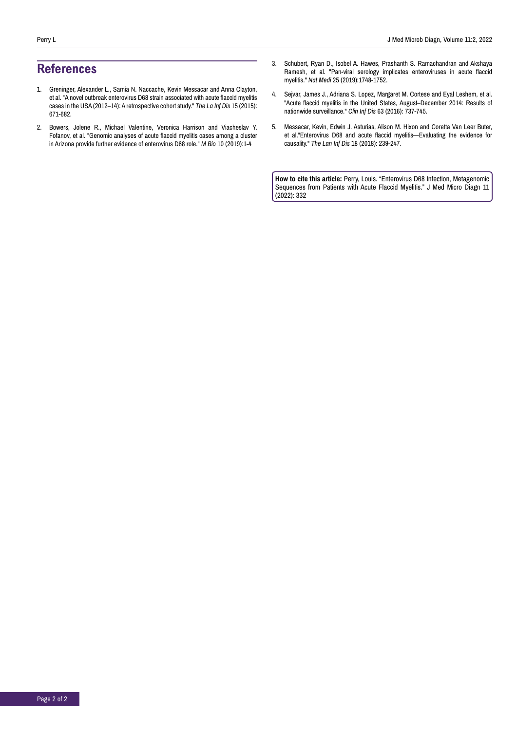## References

1. Greninger, Alexander L., Samia N. Naccache, Kevin Messacar and Anna Clayton, et al. "A novel outbreak enterovirus D68 strain associated with acute flaccid myelitis cases in the USA (2012–14): A retrospective cohort study." *The La Inf Dis* 15 (2015): 671-682.
2. Bowers, Jolene R., Michael Valentine, Veronica Harrison and Viacheslav Y. Fofanov, et al. "Genomic analyses of acute flaccid myelitis cases among a cluster in Arizona provide further evidence of enterovirus D68 role." *M Bio* 10 (2019):1-4
3. Schubert, Ryan D., Isobel A. Hawes, Prashanth S. Ramachandran and Akshaya Ramesh, et al. "Pan-viral serology implicates enteroviruses in acute flaccid myelitis." *Nat Medi* 25 (2019):1748-1752.
4. Sejvar, James J., Adriana S. Lopez, Margaret M. Cortese and Eyal Leshem, et al. "Acute flaccid myelitis in the United States, August–December 2014: Results of nationwide surveillance." *Clin Inf Dis* 63 (2016): 737-745.
5. Messacar, Kevin, Edwin J. Asturias, Alison M. Hixon and Coretta Van Leer Buter, et al."Enterovirus D68 and acute flaccid myelitis—Evaluating the evidence for causality." *The Lan Inf Dis* 18 (2018): 239-247.

**How to cite this article:** Perry, Louis. "Enterovirus D68 Infection, Metagenomic Sequences from Patients with Acute Flaccid Myelitis." J Med Micro Diagn 11 (2022): 332